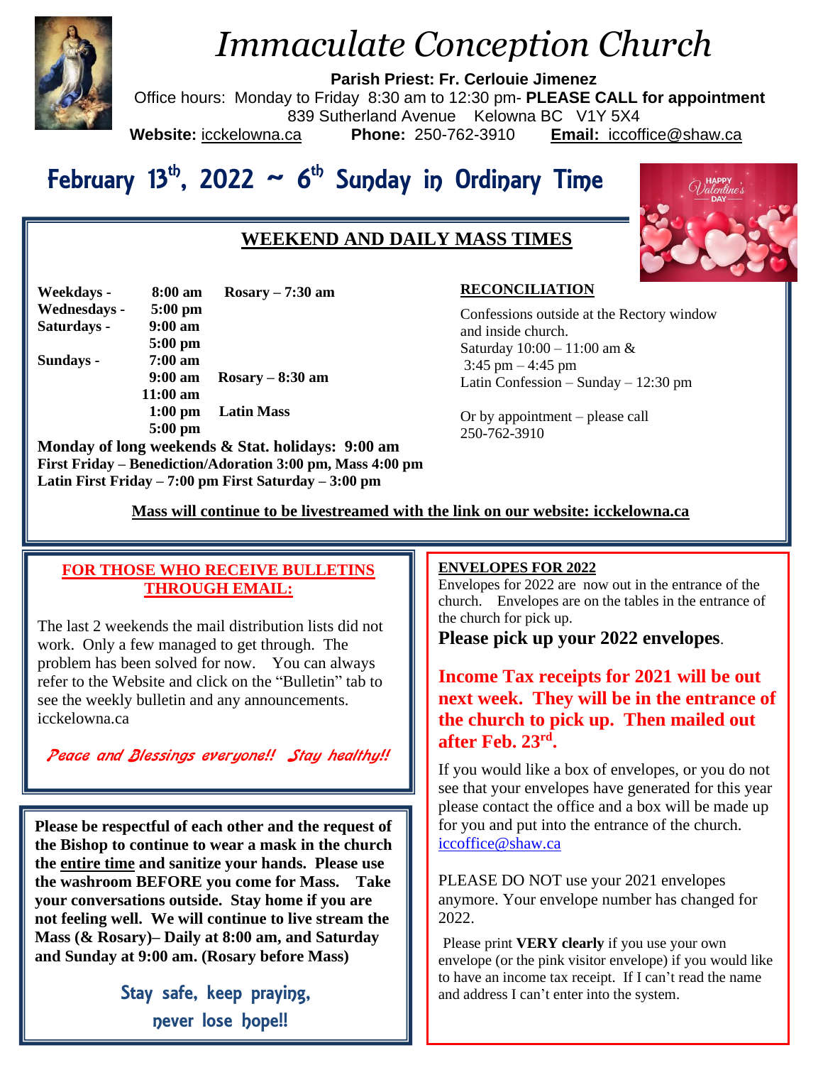# *Immaculate Conception Church*

**Parish Priest: Fr. Cerlouie Jimenez**

Office hours: Monday to Friday 8:30 am to 12:30 pm- **PLEASE CALL for appointment**

839 Sutherland Avenue Kelowna BC V1Y 5X4

**Website:** icckelowna.ca **Phone:** 250-762-3910 **Email:** iccoffice@shaw.ca

## February 13th, 2022 ~ 6th Sunday in Ordinary Time

### WEEKEND AND DAILY MASS TIMES

| | | |
|---|---|---|
| **Weekdays -** | **8:00 am** | **Rosary – 7:30 am** |
| **Wednesdays -** | **5:00 pm** | |
| **Saturdays -** | **9:00 am** | |
| | **5:00 pm** | |
| **Sundays -** | **7:00 am** | |
| | **9:00 am** | **Rosary – 8:30 am** |
| | **11:00 am** | |
| | **1:00 pm** | **Latin Mass** |
| | **5:00 pm** | |

**Monday of long weekends & Stat. holidays: 9:00 am**
**First Friday – Benediction/Adoration 3:00 pm, Mass 4:00 pm**
**Latin First Friday – 7:00 pm First Saturday – 3:00 pm**

**RECONCILIATION**

Confessions outside at the Rectory window and inside church.
Saturday 10:00 – 11:00 am &
3:45 pm – 4:45 pm
Latin Confession – Sunday – 12:30 pm

Or by appointment – please call 250-762-3910

**Mass will continue to be livestreamed with the link on our website: icckelowna.ca**

**FOR THOSE WHO RECEIVE BULLETINS THROUGH EMAIL:**

The last 2 weekends the mail distribution lists did not work. Only a few managed to get through. The problem has been solved for now. You can always refer to the Website and click on the "Bulletin" tab to see the weekly bulletin and any announcements. icckelowna.ca

*Peace and Blessings everyone!! Stay healthy!!*

**Please be respectful of each other and the request of the Bishop to continue to wear a mask in the church the entire time and sanitize your hands. Please use the washroom BEFORE you come for Mass. Take your conversations outside. Stay home if you are not feeling well. We will continue to live stream the Mass (& Rosary)– Daily at 8:00 am, and Saturday and Sunday at 9:00 am. (Rosary before Mass)**

**Stay safe, keep praying, never lose hope!!**

**ENVELOPES FOR 2022**

Envelopes for 2022 are now out in the entrance of the church. Envelopes are on the tables in the entrance of the church for pick up.

**Please pick up your 2022 envelopes**.

**Income Tax receipts for 2021 will be out next week. They will be in the entrance of the church to pick up. Then mailed out after Feb. 23rd.**

If you would like a box of envelopes, or you do not see that your envelopes have generated for this year please contact the office and a box will be made up for you and put into the entrance of the church. iccoffice@shaw.ca

PLEASE DO NOT use your 2021 envelopes anymore. Your envelope number has changed for 2022.

Please print **VERY clearly** if you use your own envelope (or the pink visitor envelope) if you would like to have an income tax receipt. If I can't read the name and address I can't enter into the system.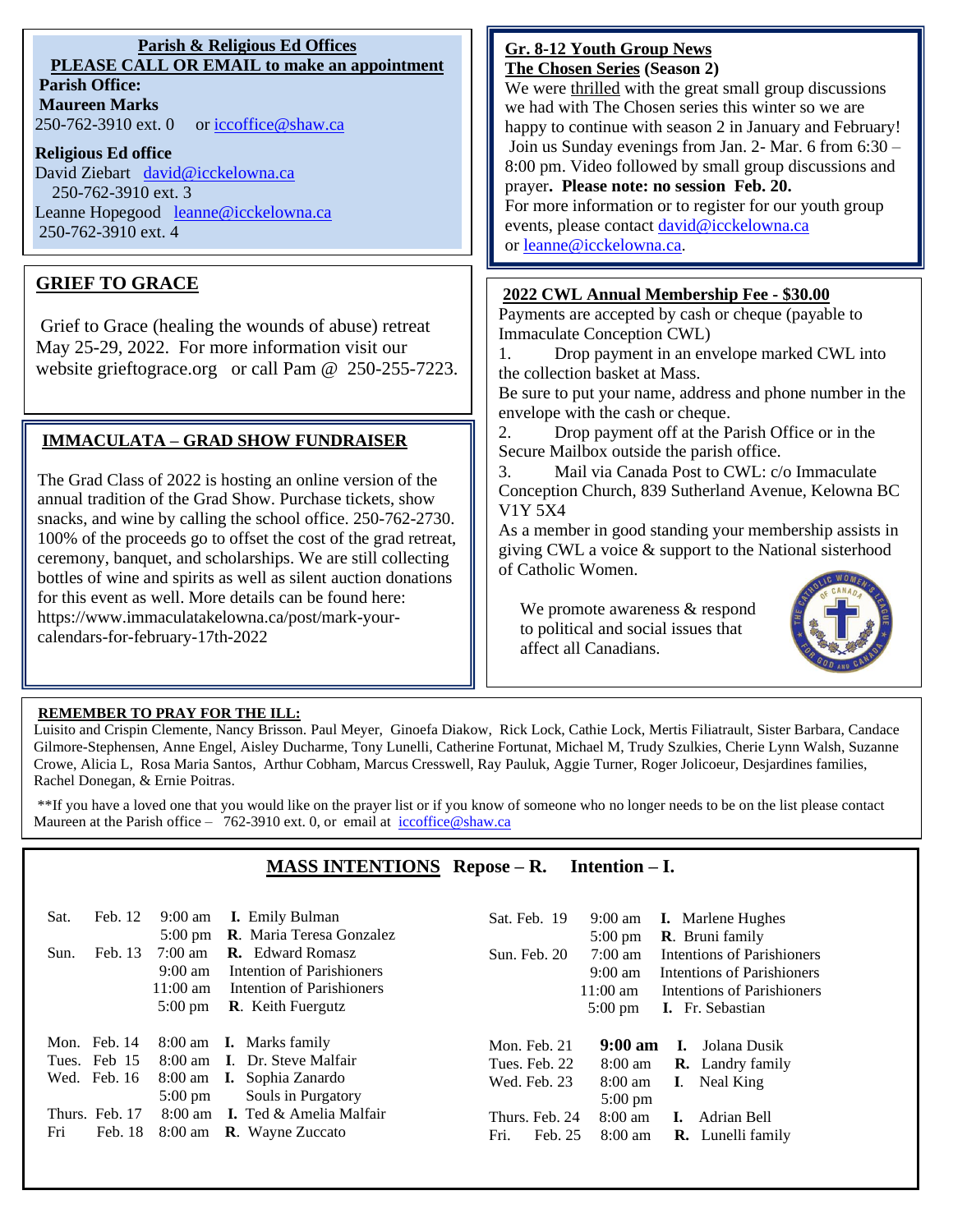## Parish & Religious Ed Offices

**PLEASE CALL OR EMAIL to make an appointment**

**Parish Office:**

**Maureen Marks**

250-762-3910 ext. 0 or iccoffice@shaw.ca

**Religious Ed office**

David Ziebart david@icckelowna.ca
250-762-3910 ext. 3

Leanne Hopegood leanne@icckelowna.ca
250-762-3910 ext. 4

## GRIEF TO GRACE

Grief to Grace (healing the wounds of abuse) retreat May 25-29, 2022. For more information visit our website grieftograce.org or call Pam @ 250-255-7223.

## IMMACULATA – GRAD SHOW FUNDRAISER

The Grad Class of 2022 is hosting an online version of the annual tradition of the Grad Show. Purchase tickets, show snacks, and wine by calling the school office. 250-762-2730. 100% of the proceeds go to offset the cost of the grad retreat, ceremony, banquet, and scholarships. We are still collecting bottles of wine and spirits as well as silent auction donations for this event as well. More details can be found here: https://www.immaculatakelowna.ca/post/mark-your-calendars-for-february-17th-2022

## Gr. 8-12 Youth Group News

**The Chosen Series (Season 2)**

We were thrilled with the great small group discussions we had with The Chosen series this winter so we are happy to continue with season 2 in January and February! Join us Sunday evenings from Jan. 2- Mar. 6 from 6:30 – 8:00 pm. Video followed by small group discussions and prayer**. Please note: no session Feb. 20.**

For more information or to register for our youth group events, please contact david@icckelowna.ca or leanne@icckelowna.ca.

## 2022 CWL Annual Membership Fee - $30.00

Payments are accepted by cash or cheque (payable to Immaculate Conception CWL)

1. Drop payment in an envelope marked CWL into the collection basket at Mass.

Be sure to put your name, address and phone number in the envelope with the cash or cheque.

2. Drop payment off at the Parish Office or in the Secure Mailbox outside the parish office.

3. Mail via Canada Post to CWL: c/o Immaculate Conception Church, 839 Sutherland Avenue, Kelowna BC V1Y 5X4

As a member in good standing your membership assists in giving CWL a voice & support to the National sisterhood of Catholic Women.

We promote awareness & respond to political and social issues that affect all Canadians.

**REMEMBER TO PRAY FOR THE ILL:**

Luisito and Crispin Clemente, Nancy Brisson. Paul Meyer, Ginoefa Diakow, Rick Lock, Cathie Lock, Mertis Filiatrault, Sister Barbara, Candace Gilmore-Stephensen, Anne Engel, Aisley Ducharme, Tony Lunelli, Catherine Fortunat, Michael M, Trudy Szulkies, Cherie Lynn Walsh, Suzanne Crowe, Alicia L, Rosa Maria Santos, Arthur Cobham, Marcus Cresswell, Ray Pauluk, Aggie Turner, Roger Jolicoeur, Desjardines families, Rachel Donegan, & Ernie Poitras.

**If you have a loved one that you would like on the prayer list or if you know of someone who no longer needs to be on the list please contact Maureen at the Parish office – 762-3910 ext. 0, or email at iccoffice@shaw.ca

## MASS INTENTIONS Repose – R. Intention – I.

| Day | Date | Time | Intention |
|---|---|---|---|
| Sat. | Feb. 12 | 9:00 am | **I.** Emily Bulman |
| | | 5:00 pm | **R.** Maria Teresa Gonzalez |
| Sun. | Feb. 13 | 7:00 am | **R.** Edward Romasz |
| | | 9:00 am | Intention of Parishioners |
| | | 11:00 am | Intention of Parishioners |
| | | 5:00 pm | **R.** Keith Fuergutz |
| Mon. | Feb. 14 | 8:00 am | **I.** Marks family |
| Tues. | Feb 15 | 8:00 am | **I.** Dr. Steve Malfair |
| Wed. | Feb. 16 | 8:00 am | **I.** Sophia Zanardo |
| | | 5:00 pm | Souls in Purgatory |
| Thurs. | Feb. 17 | 8:00 am | **I.** Ted & Amelia Malfair |
| Fri | Feb. 18 | 8:00 am | **R.** Wayne Zuccato |
| Sat. | Feb. 19 | 9:00 am | **I.** Marlene Hughes |
| | | 5:00 pm | **R.** Bruni family |
| Sun. | Feb. 20 | 7:00 am | Intentions of Parishioners |
| | | 9:00 am | Intentions of Parishioners |
| | | 11:00 am | Intentions of Parishioners |
| | | 5:00 pm | **I.** Fr. Sebastian |
| Mon. | Feb. 21 | **9:00 am** | **I.** Jolana Dusik |
| Tues. | Feb. 22 | 8:00 am | **R.** Landry family |
| Wed. | Feb. 23 | 8:00 am | **I.** Neal King |
| | | 5:00 pm | |
| Thurs. | Feb. 24 | 8:00 am | **I.** Adrian Bell |
| Fri. | Feb. 25 | 8:00 am | **R.** Lunelli family |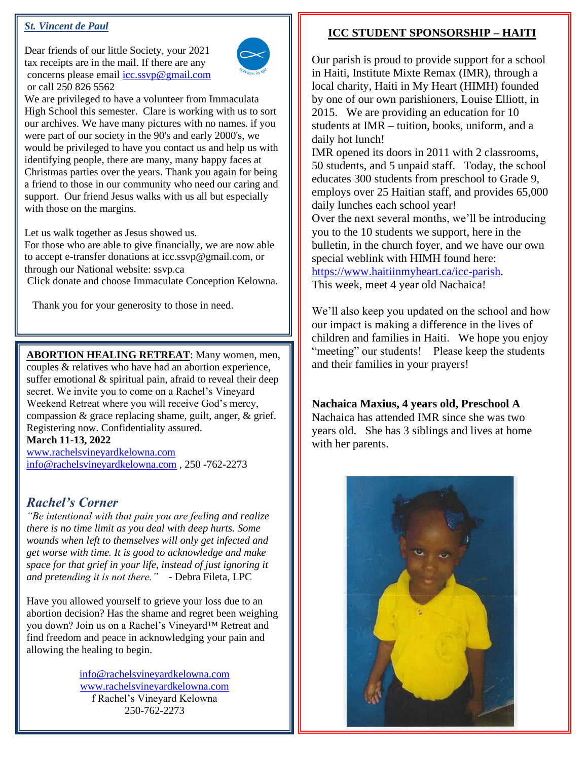## *St. Vincent de Paul*

Dear friends of our little Society, your 2021 tax receipts are in the mail. If there are any concerns please email icc.ssvp@gmail.com or call 250 826 5562

We are privileged to have a volunteer from Immaculata High School this semester. Clare is working with us to sort our archives. We have many pictures with no names. if you were part of our society in the 90's and early 2000's, we would be privileged to have you contact us and help us with identifying people, there are many, many happy faces at Christmas parties over the years. Thank you again for being a friend to those in our community who need our caring and support. Our friend Jesus walks with us all but especially with those on the margins.

Let us walk together as Jesus showed us.

For those who are able to give financially, we are now able to accept e-transfer donations at icc.ssvp@gmail.com, or through our National website: ssvp.ca

Click donate and choose Immaculate Conception Kelowna.

Thank you for your generosity to those in need.

**ABORTION HEALING RETREAT**: Many women, men, couples & relatives who have had an abortion experience, suffer emotional & spiritual pain, afraid to reveal their deep secret. We invite you to come on a Rachel's Vineyard Weekend Retreat where you will receive God's mercy, compassion & grace replacing shame, guilt, anger, & grief. Registering now. Confidentiality assured.

**March 11-13, 2022**

www.rachelsvineyardkelowna.com

info@rachelsvineyardkelowna.com , 250 -762-2273

## *Rachel's Corner*

*"Be intentional with that pain you are feeling and realize there is no time limit as you deal with deep hurts. Some wounds when left to themselves will only get infected and get worse with time. It is good to acknowledge and make space for that grief in your life, instead of just ignoring it and pretending it is not there."* - Debra Fileta, LPC

Have you allowed yourself to grieve your loss due to an abortion decision? Has the shame and regret been weighing you down? Join us on a Rachel's Vineyard™ Retreat and find freedom and peace in acknowledging your pain and allowing the healing to begin.

info@rachelsvineyardkelowna.com
www.rachelsvineyardkelowna.com
f Rachel's Vineyard Kelowna
250-762-2273

## ICC STUDENT SPONSORSHIP – HAITI

Our parish is proud to provide support for a school in Haiti, Institute Mixte Remax (IMR), through a local charity, Haiti in My Heart (HIMH) founded by one of our own parishioners, Louise Elliott, in 2015. We are providing an education for 10 students at IMR – tuition, books, uniform, and a daily hot lunch!

IMR opened its doors in 2011 with 2 classrooms, 50 students, and 5 unpaid staff. Today, the school educates 300 students from preschool to Grade 9, employs over 25 Haitian staff, and provides 65,000 daily lunches each school year!

Over the next several months, we'll be introducing you to the 10 students we support, here in the bulletin, in the church foyer, and we have our own special weblink with HIMH found here: https://www.haitiinmyheart.ca/icc-parish.

This week, meet 4 year old Nachaica!

We'll also keep you updated on the school and how our impact is making a difference in the lives of children and families in Haiti. We hope you enjoy "meeting" our students! Please keep the students and their families in your prayers!

**Nachaica Maxius, 4 years old, Preschool A**

Nachaica has attended IMR since she was two years old. She has 3 siblings and lives at home with her parents.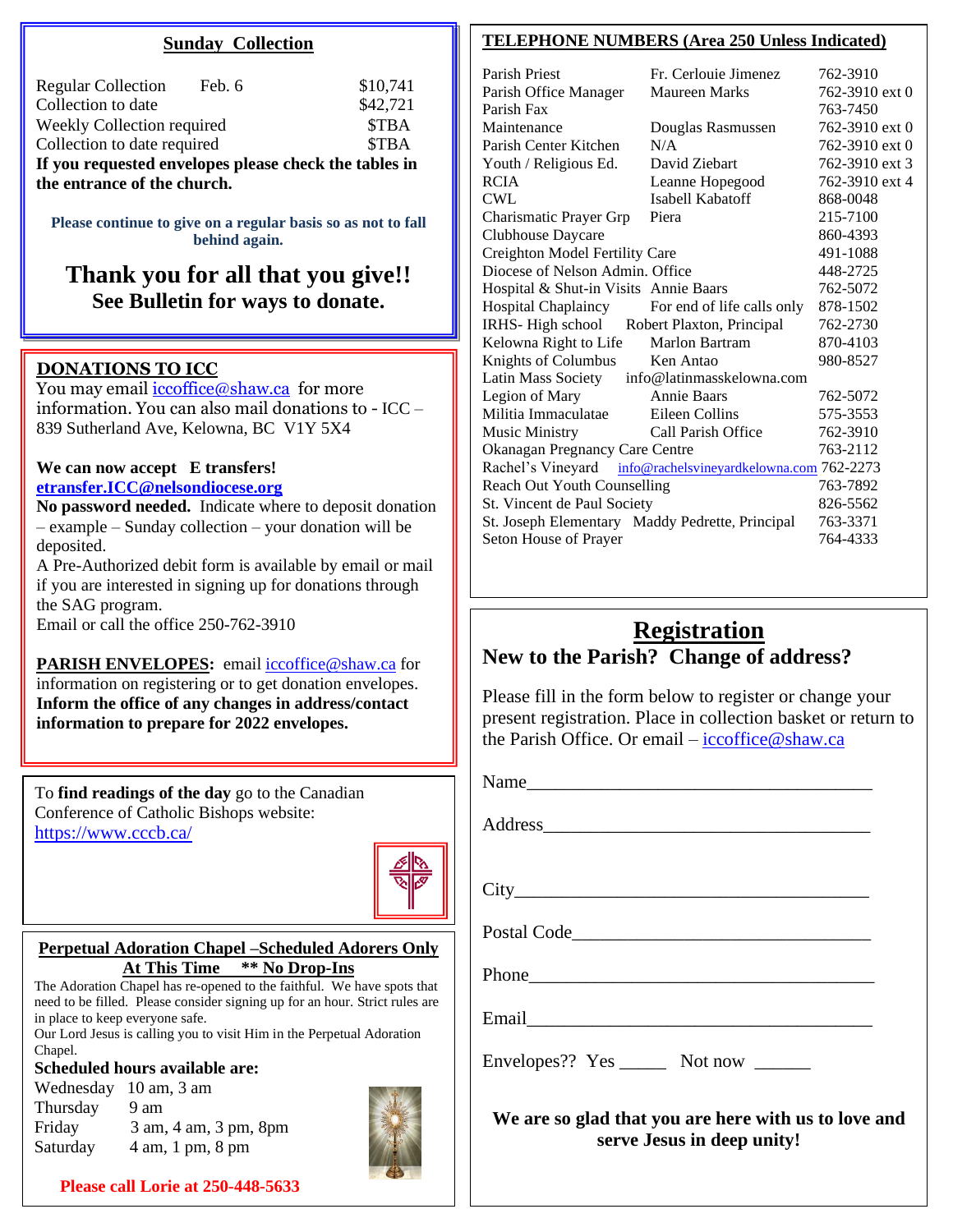## Sunday Collection

| | | |
|---|---|---|
| Regular Collection | Feb. 6 | $10,741 |
| Collection to date | | $42,721 |
| Weekly Collection required | | $TBA |
| Collection to date required | | $TBA |

**If you requested envelopes please check the tables in the entrance of the church.**

**Please continue to give on a regular basis so as not to fall behind again.**

**Thank you for all that you give!!**
**See Bulletin for ways to donate.**

## DONATIONS TO ICC

You may email iccoffice@shaw.ca for more information. You can also mail donations to - ICC – 839 Sutherland Ave, Kelowna, BC V1Y 5X4

**We can now accept E transfers!**
**etransfer.ICC@nelsondiocese.org**
**No password needed.** Indicate where to deposit donation – example – Sunday collection – your donation will be deposited.
A Pre-Authorized debit form is available by email or mail if you are interested in signing up for donations through the SAG program.
Email or call the office 250-762-3910

**PARISH ENVELOPES:** email iccoffice@shaw.ca for information on registering or to get donation envelopes. **Inform the office of any changes in address/contact information to prepare for 2022 envelopes.**

To **find readings of the day** go to the Canadian Conference of Catholic Bishops website: https://www.cccb.ca/

## Perpetual Adoration Chapel –Scheduled Adorers Only At This Time ** No Drop-Ins

The Adoration Chapel has re-opened to the faithful. We have spots that need to be filled. Please consider signing up for an hour. Strict rules are in place to keep everyone safe.
Our Lord Jesus is calling you to visit Him in the Perpetual Adoration Chapel.

**Scheduled hours available are:**

| | |
|---|---|
| Wednesday | 10 am, 3 am |
| Thursday | 9 am |
| Friday | 3 am, 4 am, 3 pm, 8pm |
| Saturday | 4 am, 1 pm, 8 pm |

**Please call Lorie at 250-448-5633**

## TELEPHONE NUMBERS (Area 250 Unless Indicated)

| | | |
|---|---|---|
| Parish Priest | Fr. Cerlouie Jimenez | 762-3910 |
| Parish Office Manager | Maureen Marks | 762-3910 ext 0 |
| Parish Fax | | 763-7450 |
| Maintenance | Douglas Rasmussen | 762-3910 ext 0 |
| Parish Center Kitchen | N/A | 762-3910 ext 0 |
| Youth / Religious Ed. | David Ziebart | 762-3910 ext 3 |
| RCIA | Leanne Hopegood | 762-3910 ext 4 |
| CWL | Isabell Kabatoff | 868-0048 |
| Charismatic Prayer Grp | Piera | 215-7100 |
| Clubhouse Daycare | | 860-4393 |
| Creighton Model Fertility Care | | 491-1088 |
| Diocese of Nelson Admin. Office | | 448-2725 |
| Hospital & Shut-in Visits | Annie Baars | 762-5072 |
| Hospital Chaplaincy | For end of life calls only | 878-1502 |
| IRHS- High school | Robert Plaxton, Principal | 762-2730 |
| Kelowna Right to Life | Marlon Bartram | 870-4103 |
| Knights of Columbus | Ken Antao | 980-8527 |
| Latin Mass Society | info@latinmasskelowna.com | |
| Legion of Mary | Annie Baars | 762-5072 |
| Militia Immaculatae | Eileen Collins | 575-3553 |
| Music Ministry | Call Parish Office | 762-3910 |
| Okanagan Pregnancy Care Centre | | 763-2112 |
| Rachel's Vineyard | info@rachelsvineyardkelowna.com | 762-2273 |
| Reach Out Youth Counselling | | 763-7892 |
| St. Vincent de Paul Society | | 826-5562 |
| St. Joseph Elementary | Maddy Pedrette, Principal | 763-3371 |
| Seton House of Prayer | | 764-4333 |

## Registration

### New to the Parish? Change of address?

Please fill in the form below to register or change your present registration. Place in collection basket or return to the Parish Office. Or email – iccoffice@shaw.ca

Name_____________________________________

Address___________________________________

City______________________________________

Postal Code_______________________________

Phone_____________________________________

Email_____________________________________

Envelopes?? Yes _____ Not now ______

**We are so glad that you are here with us to love and serve Jesus in deep unity!**